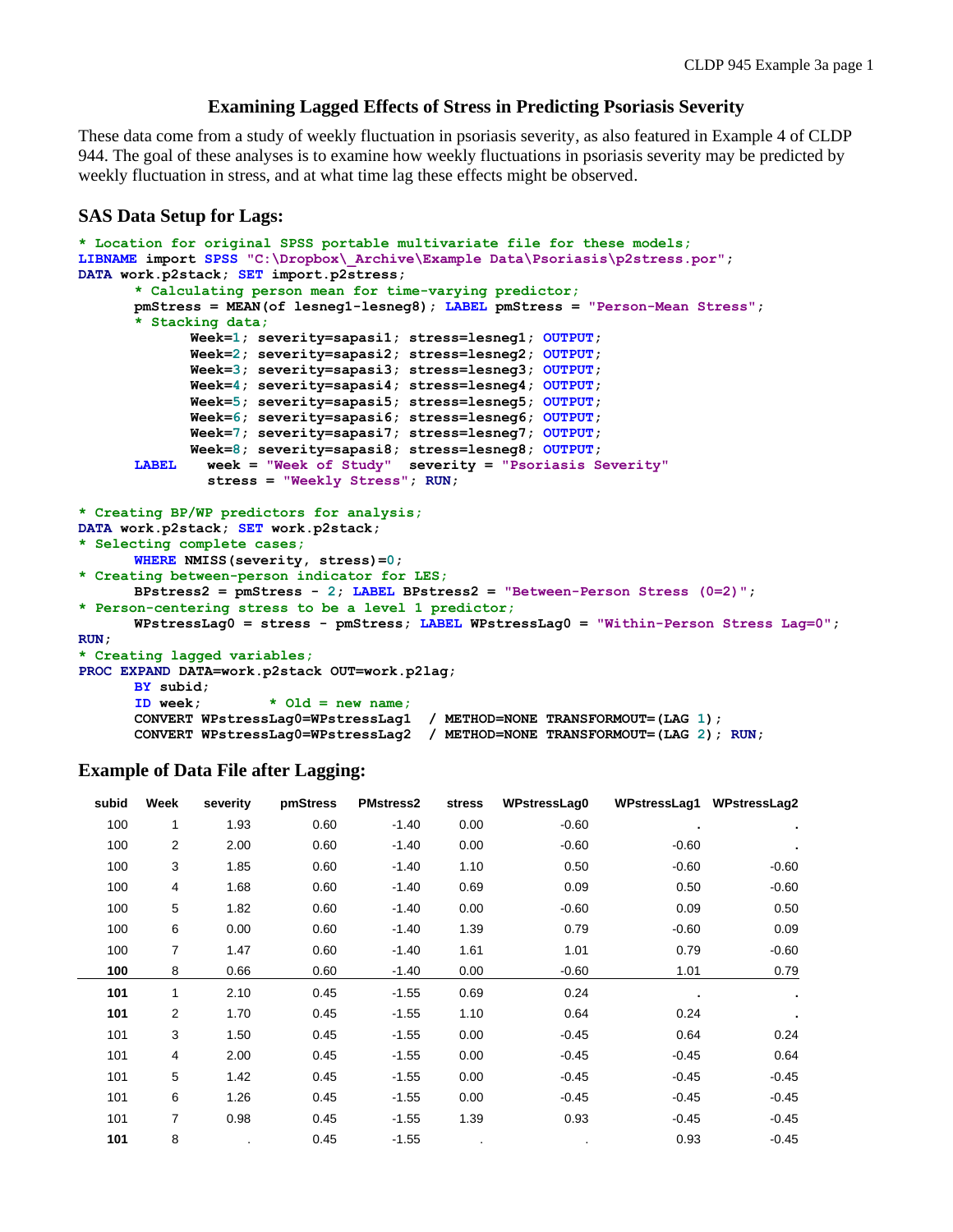# Examining Lagged Effects of Stress in Predicting Psoriasis Severity

These data come from a study of weekly fluctuation in psoriasis severity, as also featured in Example 4 of CLDP 944. The goal of these analyses is to examine how weekly fluctuations in psoriasis severity may be predicted by weekly fluctuation in stress, and at what time lag these effects might be observed.

## SAS Data Setup for Lags:

```
* Location for original SPSS portable multivariate file for these models;
LIBNAME import SPSS "C:\Dropbox\_Archive\Example Data\Psoriasis\p2stress.por";
DATA work.p2stack; SET import.p2stress;
      * Calculating person mean for time-varying predictor;
      pmStress = MEAN(of lesneg1-lesneg8); LABEL pmStress = "Person-Mean Stress";
      * Stacking data;
            Week=1; severity=sapasi1; stress=lesneg1; OUTPUT;
            Week=2; severity=sapasi2; stress=lesneg2; OUTPUT;
            Week=3; severity=sapasi3; stress=lesneg3; OUTPUT;
            Week=4; severity=sapasi4; stress=lesneg4; OUTPUT;
            Week=5; severity=sapasi5; stress=lesneg5; OUTPUT;
            Week=6; severity=sapasi6; stress=lesneg6; OUTPUT;
            Week=7; severity=sapasi7; stress=lesneg7; OUTPUT;
            Week=8; severity=sapasi8; stress=lesneg8; OUTPUT;
      LABEL   week = "Week of Study"  severity = "Psoriasis Severity"
              stress = "Weekly Stress"; RUN;

* Creating BP/WP predictors for analysis;
DATA work.p2stack; SET work.p2stack;
* Selecting complete cases;
      WHERE NMISS(severity, stress)=0;
* Creating between-person indicator for LES;
      BPstress2 = pmStress - 2; LABEL BPstress2 = "Between-Person Stress (0=2)";
* Person-centering stress to be a level 1 predictor;
      WPstressLag0 = stress - pmStress; LABEL WPstressLag0 = "Within-Person Stress Lag=0";
RUN;
* Creating lagged variables;
PROC EXPAND DATA=work.p2stack OUT=work.p2lag;
      BY subid;
      ID week;        * Old = new name;
      CONVERT WPstressLag0=WPstressLag1  / METHOD=NONE TRANSFORMOUT=(LAG 1);
      CONVERT WPstressLag0=WPstressLag2  / METHOD=NONE TRANSFORMOUT=(LAG 2); RUN;
```

## Example of Data File after Lagging:

| subid | Week | severity | pmStress | PMstress2 | stress | WPstressLag0 | WPstressLag1 | WPstressLag2 |
|---|---|---|---|---|---|---|---|---|
| 100 | 1 | 1.93 | 0.60 | -1.40 | 0.00 | -0.60 | . | . |
| 100 | 2 | 2.00 | 0.60 | -1.40 | 0.00 | -0.60 | -0.60 | . |
| 100 | 3 | 1.85 | 0.60 | -1.40 | 1.10 | 0.50 | -0.60 | -0.60 |
| 100 | 4 | 1.68 | 0.60 | -1.40 | 0.69 | 0.09 | 0.50 | -0.60 |
| 100 | 5 | 1.82 | 0.60 | -1.40 | 0.00 | -0.60 | 0.09 | 0.50 |
| 100 | 6 | 0.00 | 0.60 | -1.40 | 1.39 | 0.79 | -0.60 | 0.09 |
| 100 | 7 | 1.47 | 0.60 | -1.40 | 1.61 | 1.01 | 0.79 | -0.60 |
| **100** | 8 | 0.66 | 0.60 | -1.40 | 0.00 | -0.60 | 1.01 | 0.79 |
| **101** | 1 | 2.10 | 0.45 | -1.55 | 0.69 | 0.24 | . | . |
| **101** | 2 | 1.70 | 0.45 | -1.55 | 1.10 | 0.64 | 0.24 | . |
| 101 | 3 | 1.50 | 0.45 | -1.55 | 0.00 | -0.45 | 0.64 | 0.24 |
| 101 | 4 | 2.00 | 0.45 | -1.55 | 0.00 | -0.45 | -0.45 | 0.64 |
| 101 | 5 | 1.42 | 0.45 | -1.55 | 0.00 | -0.45 | -0.45 | -0.45 |
| 101 | 6 | 1.26 | 0.45 | -1.55 | 0.00 | -0.45 | -0.45 | -0.45 |
| 101 | 7 | 0.98 | 0.45 | -1.55 | 1.39 | 0.93 | -0.45 | -0.45 |
| **101** | 8 | . | 0.45 | -1.55 | . | . | 0.93 | -0.45 |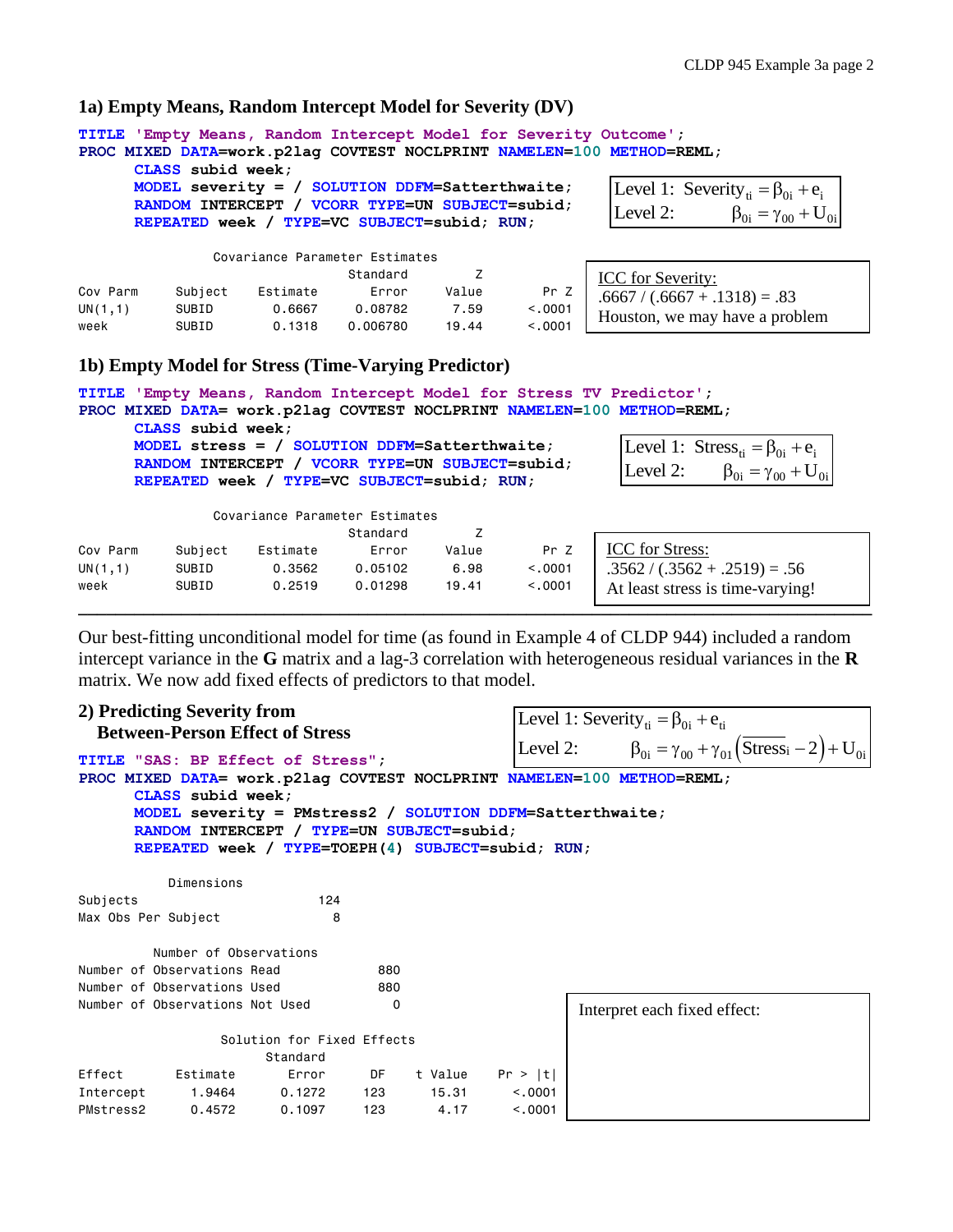## 1a) Empty Means, Random Intercept Model for Severity (DV)

```
TITLE 'Empty Means, Random Intercept Model for Severity Outcome';
PROC MIXED DATA=work.p2lag COVTEST NOCLPRINT NAMELEN=100 METHOD=REML;
      CLASS subid week;
      MODEL severity = / SOLUTION DDFM=Satterthwaite;
      RANDOM INTERCEPT / VCORR TYPE=UN SUBJECT=subid;
      REPEATED week / TYPE=VC SUBJECT=subid; RUN;
```

Level 1: $\text{Severity}_{ti} = \beta_{0i} + e_i$

Level 2: $\beta_{0i} = \gamma_{00} + U_{0i}$

Covariance Parameter Estimates

| Cov Parm | Subject | Estimate | Standard Error | Z Value | Pr Z |
|---|---|---|---|---|---|
| UN(1,1) | SUBID | 0.6667 | 0.08782 | 7.59 | <.0001 |
| week | SUBID | 0.1318 | 0.006780 | 19.44 | <.0001 |

ICC for Severity:
.6667 / (.6667 + .1318) = .83
Houston, we may have a problem

## 1b) Empty Model for Stress (Time-Varying Predictor)

```
TITLE 'Empty Means, Random Intercept Model for Stress TV Predictor';
PROC MIXED DATA= work.p2lag COVTEST NOCLPRINT NAMELEN=100 METHOD=REML;
      CLASS subid week;
      MODEL stress = / SOLUTION DDFM=Satterthwaite;
      RANDOM INTERCEPT / VCORR TYPE=UN SUBJECT=subid;
      REPEATED week / TYPE=VC SUBJECT=subid; RUN;
```

Level 1: $\text{Stress}_{ti} = \beta_{0i} + e_i$

Level 2: $\beta_{0i} = \gamma_{00} + U_{0i}$

Covariance Parameter Estimates

| Cov Parm | Subject | Estimate | Standard Error | Z Value | Pr Z |
|---|---|---|---|---|---|
| UN(1,1) | SUBID | 0.3562 | 0.05102 | 6.98 | <.0001 |
| week | SUBID | 0.2519 | 0.01298 | 19.41 | <.0001 |

ICC for Stress:
.3562 / (.3562 + .2519) = .56
At least stress is time-varying!

---

Our best-fitting unconditional model for time (as found in Example 4 of CLDP 944) included a random intercept variance in the **G** matrix and a lag-3 correlation with heterogeneous residual variances in the **R** matrix. We now add fixed effects of predictors to that model.

## 2) Predicting Severity from Between-Person Effect of Stress

Level 1: $\text{Severity}_{ti} = \beta_{0i} + e_{ti}$

Level 2: $\beta_{0i} = \gamma_{00} + \gamma_{01}\left(\overline{\text{Stress}}_i - 2\right) + U_{0i}$

```
TITLE "SAS: BP Effect of Stress";
PROC MIXED DATA= work.p2lag COVTEST NOCLPRINT NAMELEN=100 METHOD=REML;
      CLASS subid week;
      MODEL severity = PMstress2 / SOLUTION DDFM=Satterthwaite;
      RANDOM INTERCEPT / TYPE=UN SUBJECT=subid;
      REPEATED week / TYPE=TOEPH(4) SUBJECT=subid; RUN;
```

Dimensions

| | |
|---|---|
| Subjects | 124 |
| Max Obs Per Subject | 8 |

Number of Observations

| | |
|---|---|
| Number of Observations Read | 880 |
| Number of Observations Used | 880 |
| Number of Observations Not Used | 0 |

Solution for Fixed Effects

| Effect | Estimate | Standard Error | DF | t Value | Pr > \|t\| |
|---|---|---|---|---|---|
| Intercept | 1.9464 | 0.1272 | 123 | 15.31 | <.0001 |
| PMstress2 | 0.4572 | 0.1097 | 123 | 4.17 | <.0001 |

Interpret each fixed effect: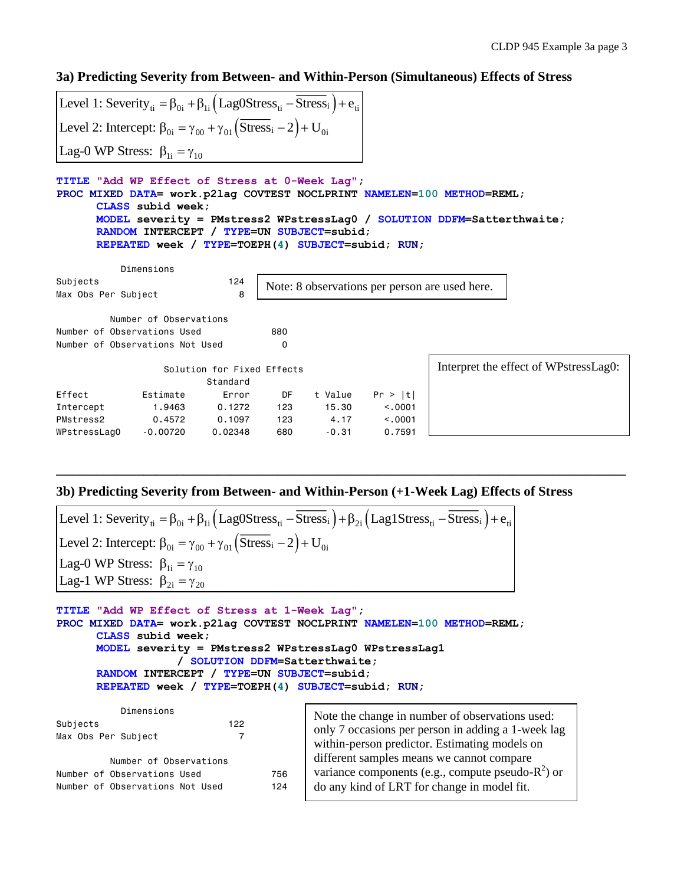### 3a) Predicting Severity from Between- and Within-Person (Simultaneous) Effects of Stress

$$\text{Level 1: Severity}_{ti} = \beta_{0i} + \beta_{1i}\left(\text{Lag0Stress}_{ti} - \overline{\text{Stress}}_i\right) + e_{ti}$$

$$\text{Level 2: Intercept: } \beta_{0i} = \gamma_{00} + \gamma_{01}\left(\overline{\text{Stress}}_i - 2\right) + U_{0i}$$

$$\text{Lag-0 WP Stress: } \beta_{1i} = \gamma_{10}$$

```
TITLE "Add WP Effect of Stress at 0-Week Lag";
PROC MIXED DATA= work.p2lag COVTEST NOCLPRINT NAMELEN=100 METHOD=REML;
      CLASS subid week;
      MODEL severity = PMstress2 WPstressLag0 / SOLUTION DDFM=Satterthwaite;
      RANDOM INTERCEPT / TYPE=UN SUBJECT=subid;
      REPEATED week / TYPE=TOEPH(4) SUBJECT=subid; RUN;
```

```
          Dimensions
Subjects                      124
Max Obs Per Subject             8

         Number of Observations
Number of Observations Used          880
Number of Observations Not Used        0
```

Note: 8 observations per person are used here.

```
                  Solution for Fixed Effects
                         Standard
Effect          Estimate      Error      DF    t Value    Pr > |t|
Intercept         1.9463     0.1272     123      15.30      <.0001
PMstress2         0.4572     0.1097     123       4.17      <.0001
WPstressLag0    -0.00720    0.02348     680      -0.31      0.7591
```

Interpret the effect of WPstressLag0:

---

### 3b) Predicting Severity from Between- and Within-Person (+1-Week Lag) Effects of Stress

$$\text{Level 1: Severity}_{ti} = \beta_{0i} + \beta_{1i}\left(\text{Lag0Stress}_{ti} - \overline{\text{Stress}}_i\right) + \beta_{2i}\left(\text{Lag1Stress}_{ti} - \overline{\text{Stress}}_i\right) + e_{ti}$$

$$\text{Level 2: Intercept: } \beta_{0i} = \gamma_{00} + \gamma_{01}\left(\overline{\text{Stress}}_i - 2\right) + U_{0i}$$

$$\text{Lag-0 WP Stress: } \beta_{1i} = \gamma_{10}$$

$$\text{Lag-1 WP Stress: } \beta_{2i} = \gamma_{20}$$

```
TITLE "Add WP Effect of Stress at 1-Week Lag";
PROC MIXED DATA= work.p2lag COVTEST NOCLPRINT NAMELEN=100 METHOD=REML;
      CLASS subid week;
      MODEL severity = PMstress2 WPstressLag0 WPstressLag1
                / SOLUTION DDFM=Satterthwaite;
      RANDOM INTERCEPT / TYPE=UN SUBJECT=subid;
      REPEATED week / TYPE=TOEPH(4) SUBJECT=subid; RUN;
```

```
          Dimensions
Subjects                      122
Max Obs Per Subject             7

         Number of Observations
Number of Observations Used          756
Number of Observations Not Used      124
```

Note the change in number of observations used: only 7 occasions per person in adding a 1-week lag within-person predictor. Estimating models on different samples means we cannot compare variance components (e.g., compute pseudo-$R^2$) or do any kind of LRT for change in model fit.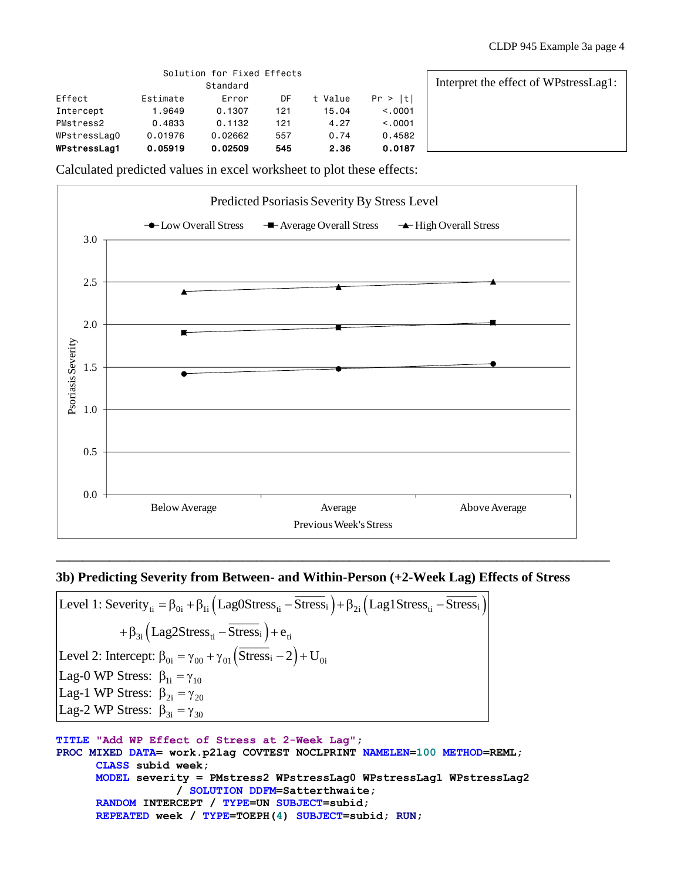| Effect | Estimate | Standard Error | DF | t Value | Pr > \|t\| |
|---|---|---|---|---|---|
| Intercept | 1.9649 | 0.1307 | 121 | 15.04 | <.0001 |
| PMstress2 | 0.4833 | 0.1132 | 121 | 4.27 | <.0001 |
| WPstressLag0 | 0.01976 | 0.02662 | 557 | 0.74 | 0.4582 |
| **WPstressLag1** | **0.05919** | **0.02509** | **545** | **2.36** | **0.0187** |

Solution for Fixed Effects

Interpret the effect of WPstressLag1:

Calculated predicted values in excel worksheet to plot these effects:

**Predicted Psoriasis Severity By Stress Level**

Legend: Low Overall Stress, Average Overall Stress, High Overall Stress

Y-axis: Psoriasis Severity (0.0 to 3.0); X-axis: Previous Week's Stress (Below Average, Average, Above Average)

---

## 3b) Predicting Severity from Between- and Within-Person (+2-Week Lag) Effects of Stress

$$\text{Level 1: Severity}_{ti} = \beta_{0i} + \beta_{1i}\left(\text{Lag0Stress}_{ti} - \overline{\text{Stress}}_i\right) + \beta_{2i}\left(\text{Lag1Stress}_{ti} - \overline{\text{Stress}}_i\right)$$

$$+\beta_{3i}\left(\text{Lag2Stress}_{ti} - \overline{\text{Stress}}_i\right) + e_{ti}$$

$$\text{Level 2: Intercept: } \beta_{0i} = \gamma_{00} + \gamma_{01}\left(\overline{\text{Stress}}_i - 2\right) + U_{0i}$$

$$\text{Lag-0 WP Stress: } \beta_{1i} = \gamma_{10}$$

$$\text{Lag-1 WP Stress: } \beta_{2i} = \gamma_{20}$$

$$\text{Lag-2 WP Stress: } \beta_{3i} = \gamma_{30}$$

```
TITLE "Add WP Effect of Stress at 2-Week Lag";
PROC MIXED DATA= work.p2lag COVTEST NOCLPRINT NAMELEN=100 METHOD=REML;
      CLASS subid week;
      MODEL severity = PMstress2 WPstressLag0 WPstressLag1 WPstressLag2
                  / SOLUTION DDFM=Satterthwaite;
      RANDOM INTERCEPT / TYPE=UN SUBJECT=subid;
      REPEATED week / TYPE=TOEPH(4) SUBJECT=subid; RUN;
```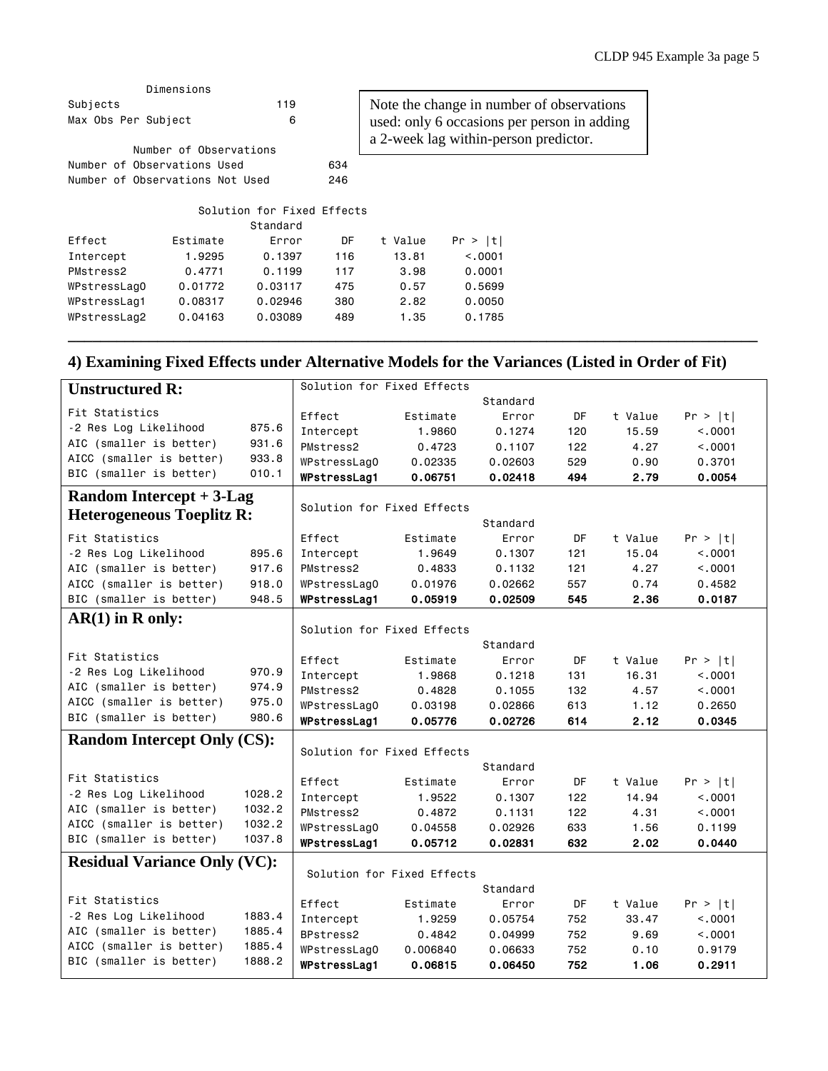Dimensions

| | |
|---|---|
| Subjects | 119 |
| Max Obs Per Subject | 6 |

Note the change in number of observations used: only 6 occasions per person in adding a 2-week lag within-person predictor.

Number of Observations

| | |
|---|---|
| Number of Observations Used | 634 |
| Number of Observations Not Used | 246 |

Solution for Fixed Effects

| Effect | Estimate | Standard Error | DF | t Value | Pr > \|t\| |
|---|---|---|---|---|---|
| Intercept | 1.9295 | 0.1397 | 116 | 13.81 | <.0001 |
| PMstress2 | 0.4771 | 0.1199 | 117 | 3.98 | 0.0001 |
| WPstressLag0 | 0.01772 | 0.03117 | 475 | 0.57 | 0.5699 |
| WPstressLag1 | 0.08317 | 0.02946 | 380 | 2.82 | 0.0050 |
| WPstressLag2 | 0.04163 | 0.03089 | 489 | 1.35 | 0.1785 |

## 4) Examining Fixed Effects under Alternative Models for the Variances (Listed in Order of Fit)

### Unstructured R:

| Fit Statistics | |
|---|---|
| -2 Res Log Likelihood | 875.6 |
| AIC (smaller is better) | 931.6 |
| AICC (smaller is better) | 933.8 |
| BIC (smaller is better) | 010.1 |

Solution for Fixed Effects

| Effect | Estimate | Standard Error | DF | t Value | Pr > \|t\| |
|---|---|---|---|---|---|
| Intercept | 1.9860 | 0.1274 | 120 | 15.59 | <.0001 |
| PMstress2 | 0.4723 | 0.1107 | 122 | 4.27 | <.0001 |
| WPstressLag0 | 0.02335 | 0.02603 | 529 | 0.90 | 0.3701 |
| **WPstressLag1** | **0.06751** | **0.02418** | **494** | **2.79** | **0.0054** |

### Random Intercept + 3-Lag Heterogeneous Toeplitz R:

| Fit Statistics | |
|---|---|
| -2 Res Log Likelihood | 895.6 |
| AIC (smaller is better) | 917.6 |
| AICC (smaller is better) | 918.0 |
| BIC (smaller is better) | 948.5 |

Solution for Fixed Effects

| Effect | Estimate | Standard Error | DF | t Value | Pr > \|t\| |
|---|---|---|---|---|---|
| Intercept | 1.9649 | 0.1307 | 121 | 15.04 | <.0001 |
| PMstress2 | 0.4833 | 0.1132 | 121 | 4.27 | <.0001 |
| WPstressLag0 | 0.01976 | 0.02662 | 557 | 0.74 | 0.4582 |
| **WPstressLag1** | **0.05919** | **0.02509** | **545** | **2.36** | **0.0187** |

### AR(1) in R only:

| Fit Statistics | |
|---|---|
| -2 Res Log Likelihood | 970.9 |
| AIC (smaller is better) | 974.9 |
| AICC (smaller is better) | 975.0 |
| BIC (smaller is better) | 980.6 |

Solution for Fixed Effects

| Effect | Estimate | Standard Error | DF | t Value | Pr > \|t\| |
|---|---|---|---|---|---|
| Intercept | 1.9868 | 0.1218 | 131 | 16.31 | <.0001 |
| PMstress2 | 0.4828 | 0.1055 | 132 | 4.57 | <.0001 |
| WPstressLag0 | 0.03198 | 0.02866 | 613 | 1.12 | 0.2650 |
| **WPstressLag1** | **0.05776** | **0.02726** | **614** | **2.12** | **0.0345** |

### Random Intercept Only (CS):

| Fit Statistics | |
|---|---|
| -2 Res Log Likelihood | 1028.2 |
| AIC (smaller is better) | 1032.2 |
| AICC (smaller is better) | 1032.2 |
| BIC (smaller is better) | 1037.8 |

Solution for Fixed Effects

| Effect | Estimate | Standard Error | DF | t Value | Pr > \|t\| |
|---|---|---|---|---|---|
| Intercept | 1.9522 | 0.1307 | 122 | 14.94 | <.0001 |
| PMstress2 | 0.4872 | 0.1131 | 122 | 4.31 | <.0001 |
| WPstressLag0 | 0.04558 | 0.02926 | 633 | 1.56 | 0.1199 |
| **WPstressLag1** | **0.05712** | **0.02831** | **632** | **2.02** | **0.0440** |

### Residual Variance Only (VC):

| Fit Statistics | |
|---|---|
| -2 Res Log Likelihood | 1883.4 |
| AIC (smaller is better) | 1885.4 |
| AICC (smaller is better) | 1885.4 |
| BIC (smaller is better) | 1888.2 |

Solution for Fixed Effects

| Effect | Estimate | Standard Error | DF | t Value | Pr > \|t\| |
|---|---|---|---|---|---|
| Intercept | 1.9259 | 0.05754 | 752 | 33.47 | <.0001 |
| BPstress2 | 0.4842 | 0.04999 | 752 | 9.69 | <.0001 |
| WPstressLag0 | 0.006840 | 0.06633 | 752 | 0.10 | 0.9179 |
| **WPstressLag1** | **0.06815** | **0.06450** | **752** | **1.06** | **0.2911** |